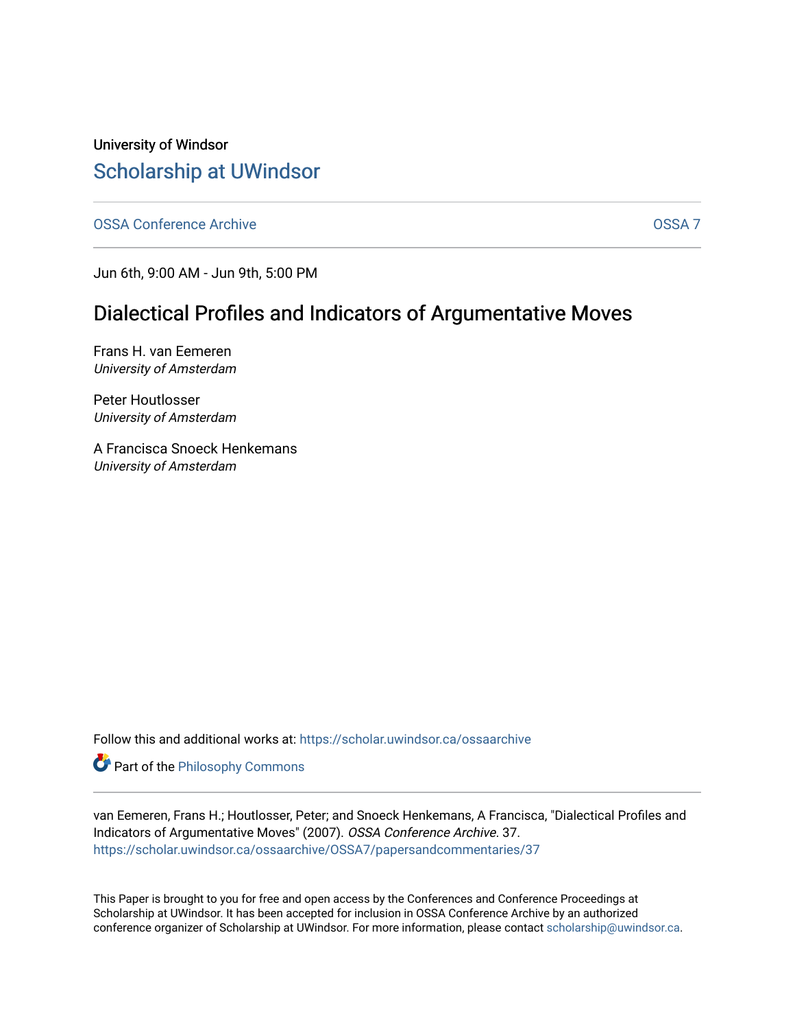University of Windsor

# Scholarship at UWindsor

OSSA Conference Archive

OSSA 7

Jun 6th, 9:00 AM - Jun 9th, 5:00 PM

## Dialectical Profiles and Indicators of Argumentative Moves

Frans H. van Eemeren
*University of Amsterdam*

Peter Houtlosser
*University of Amsterdam*

A Francisca Snoeck Henkemans
*University of Amsterdam*

Follow this and additional works at: https://scholar.uwindsor.ca/ossaarchive

Part of the Philosophy Commons

van Eemeren, Frans H.; Houtlosser, Peter; and Snoeck Henkemans, A Francisca, "Dialectical Profiles and Indicators of Argumentative Moves" (2007). *OSSA Conference Archive*. 37.
https://scholar.uwindsor.ca/ossaarchive/OSSA7/papersandcommentaries/37

This Paper is brought to you for free and open access by the Conferences and Conference Proceedings at Scholarship at UWindsor. It has been accepted for inclusion in OSSA Conference Archive by an authorized conference organizer of Scholarship at UWindsor. For more information, please contact scholarship@uwindsor.ca.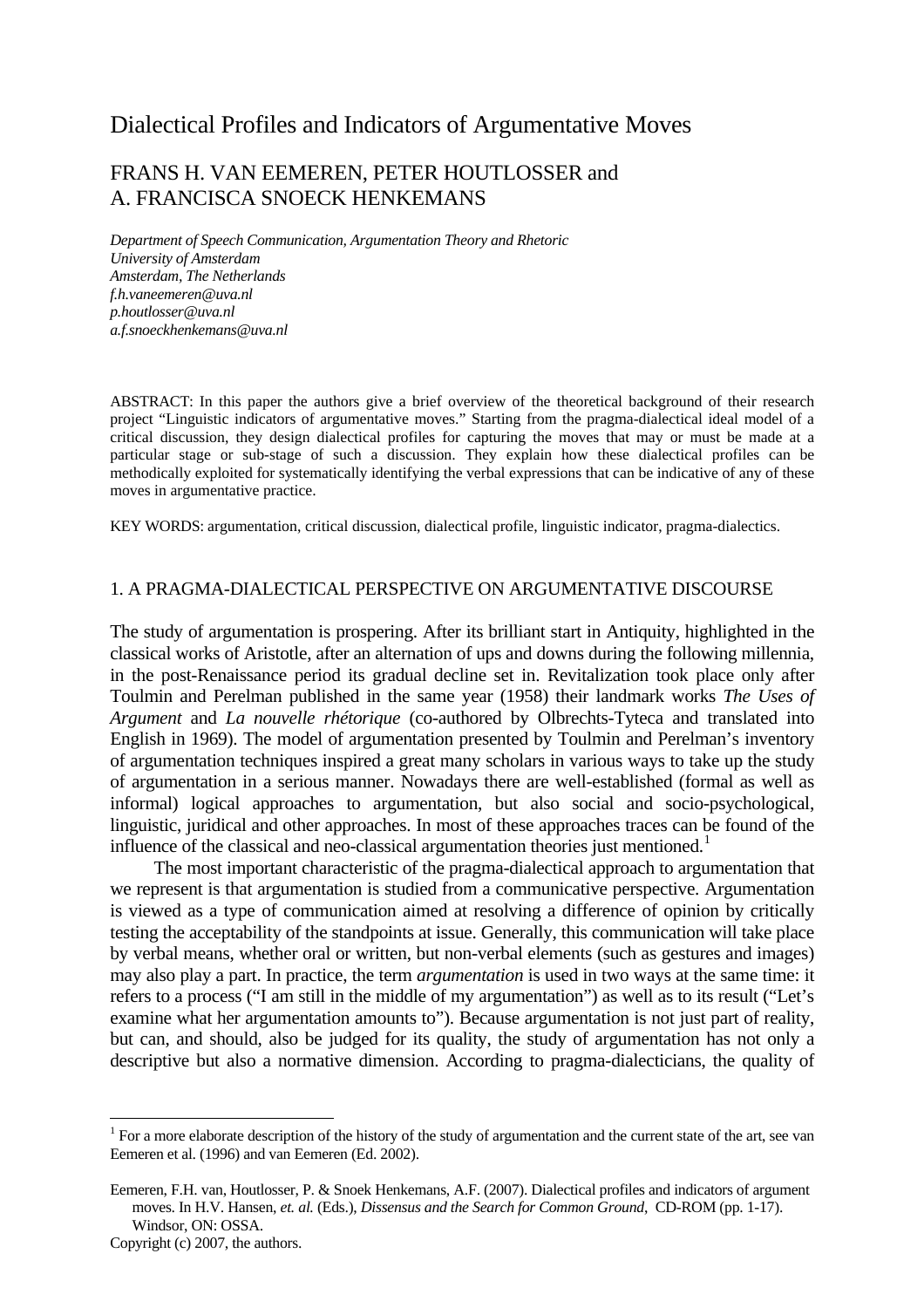# Dialectical Profiles and Indicators of Argumentative Moves

## FRANS H. VAN EEMEREN, PETER HOUTLOSSER and A. FRANCISCA SNOECK HENKEMANS

*Department of Speech Communication, Argumentation Theory and Rhetoric*
*University of Amsterdam*
*Amsterdam, The Netherlands*
*f.h.vaneemeren@uva.nl*
*p.houtlosser@uva.nl*
*a.f.snoeckhenkemans@uva.nl*

ABSTRACT: In this paper the authors give a brief overview of the theoretical background of their research project "Linguistic indicators of argumentative moves." Starting from the pragma-dialectical ideal model of a critical discussion, they design dialectical profiles for capturing the moves that may or must be made at a particular stage or sub-stage of such a discussion. They explain how these dialectical profiles can be methodically exploited for systematically identifying the verbal expressions that can be indicative of any of these moves in argumentative practice.

KEY WORDS: argumentation, critical discussion, dialectical profile, linguistic indicator, pragma-dialectics.

## 1. A PRAGMA-DIALECTICAL PERSPECTIVE ON ARGUMENTATIVE DISCOURSE

The study of argumentation is prospering. After its brilliant start in Antiquity, highlighted in the classical works of Aristotle, after an alternation of ups and downs during the following millennia, in the post-Renaissance period its gradual decline set in. Revitalization took place only after Toulmin and Perelman published in the same year (1958) their landmark works *The Uses of Argument* and *La nouvelle rhétorique* (co-authored by Olbrechts-Tyteca and translated into English in 1969). The model of argumentation presented by Toulmin and Perelman's inventory of argumentation techniques inspired a great many scholars in various ways to take up the study of argumentation in a serious manner. Nowadays there are well-established (formal as well as informal) logical approaches to argumentation, but also social and socio-psychological, linguistic, juridical and other approaches. In most of these approaches traces can be found of the influence of the classical and neo-classical argumentation theories just mentioned.[1]

The most important characteristic of the pragma-dialectical approach to argumentation that we represent is that argumentation is studied from a communicative perspective. Argumentation is viewed as a type of communication aimed at resolving a difference of opinion by critically testing the acceptability of the standpoints at issue. Generally, this communication will take place by verbal means, whether oral or written, but non-verbal elements (such as gestures and images) may also play a part. In practice, the term *argumentation* is used in two ways at the same time: it refers to a process ("I am still in the middle of my argumentation") as well as to its result ("Let's examine what her argumentation amounts to"). Because argumentation is not just part of reality, but can, and should, also be judged for its quality, the study of argumentation has not only a descriptive but also a normative dimension. According to pragma-dialecticians, the quality of

[1] For a more elaborate description of the history of the study of argumentation and the current state of the art, see van Eemeren et al. (1996) and van Eemeren (Ed. 2002).

Eemeren, F.H. van, Houtlosser, P. & Snoek Henkemans, A.F. (2007). Dialectical profiles and indicators of argument moves. In H.V. Hansen, *et. al.* (Eds.), *Dissensus and the Search for Common Ground*, CD-ROM (pp. 1-17). Windsor, ON: OSSA.

Copyright (c) 2007, the authors.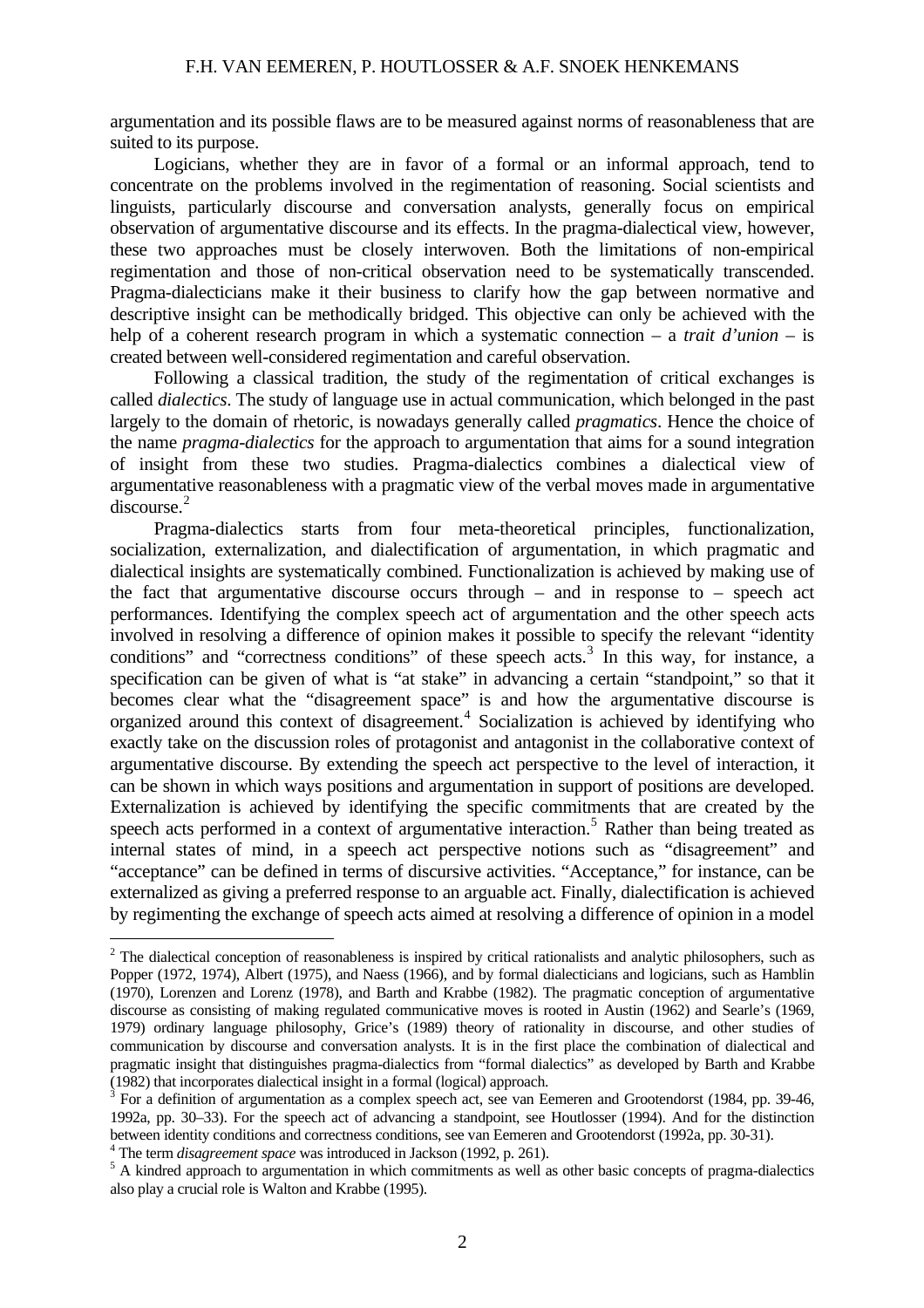argumentation and its possible flaws are to be measured against norms of reasonableness that are suited to its purpose.

Logicians, whether they are in favor of a formal or an informal approach, tend to concentrate on the problems involved in the regimentation of reasoning. Social scientists and linguists, particularly discourse and conversation analysts, generally focus on empirical observation of argumentative discourse and its effects. In the pragma-dialectical view, however, these two approaches must be closely interwoven. Both the limitations of non-empirical regimentation and those of non-critical observation need to be systematically transcended. Pragma-dialecticians make it their business to clarify how the gap between normative and descriptive insight can be methodically bridged. This objective can only be achieved with the help of a coherent research program in which a systematic connection – a *trait d'union* – is created between well-considered regimentation and careful observation.

Following a classical tradition, the study of the regimentation of critical exchanges is called *dialectics*. The study of language use in actual communication, which belonged in the past largely to the domain of rhetoric, is nowadays generally called *pragmatics*. Hence the choice of the name *pragma-dialectics* for the approach to argumentation that aims for a sound integration of insight from these two studies. Pragma-dialectics combines a dialectical view of argumentative reasonableness with a pragmatic view of the verbal moves made in argumentative discourse.[2]

Pragma-dialectics starts from four meta-theoretical principles, functionalization, socialization, externalization, and dialectification of argumentation, in which pragmatic and dialectical insights are systematically combined. Functionalization is achieved by making use of the fact that argumentative discourse occurs through – and in response to – speech act performances. Identifying the complex speech act of argumentation and the other speech acts involved in resolving a difference of opinion makes it possible to specify the relevant "identity conditions" and "correctness conditions" of these speech acts.[3] In this way, for instance, a specification can be given of what is "at stake" in advancing a certain "standpoint," so that it becomes clear what the "disagreement space" is and how the argumentative discourse is organized around this context of disagreement.[4] Socialization is achieved by identifying who exactly take on the discussion roles of protagonist and antagonist in the collaborative context of argumentative discourse. By extending the speech act perspective to the level of interaction, it can be shown in which ways positions and argumentation in support of positions are developed. Externalization is achieved by identifying the specific commitments that are created by the speech acts performed in a context of argumentative interaction.[5] Rather than being treated as internal states of mind, in a speech act perspective notions such as "disagreement" and "acceptance" can be defined in terms of discursive activities. "Acceptance," for instance, can be externalized as giving a preferred response to an arguable act. Finally, dialectification is achieved by regimenting the exchange of speech acts aimed at resolving a difference of opinion in a model

---

[2] The dialectical conception of reasonableness is inspired by critical rationalists and analytic philosophers, such as Popper (1972, 1974), Albert (1975), and Naess (1966), and by formal dialecticians and logicians, such as Hamblin (1970), Lorenzen and Lorenz (1978), and Barth and Krabbe (1982). The pragmatic conception of argumentative discourse as consisting of making regulated communicative moves is rooted in Austin (1962) and Searle's (1969, 1979) ordinary language philosophy, Grice's (1989) theory of rationality in discourse, and other studies of communication by discourse and conversation analysts. It is in the first place the combination of dialectical and pragmatic insight that distinguishes pragma-dialectics from "formal dialectics" as developed by Barth and Krabbe (1982) that incorporates dialectical insight in a formal (logical) approach.

[3] For a definition of argumentation as a complex speech act, see van Eemeren and Grootendorst (1984, pp. 39-46, 1992a, pp. 30–33). For the speech act of advancing a standpoint, see Houtlosser (1994). And for the distinction between identity conditions and correctness conditions, see van Eemeren and Grootendorst (1992a, pp. 30-31).

[4] The term *disagreement space* was introduced in Jackson (1992, p. 261).

[5] A kindred approach to argumentation in which commitments as well as other basic concepts of pragma-dialectics also play a crucial role is Walton and Krabbe (1995).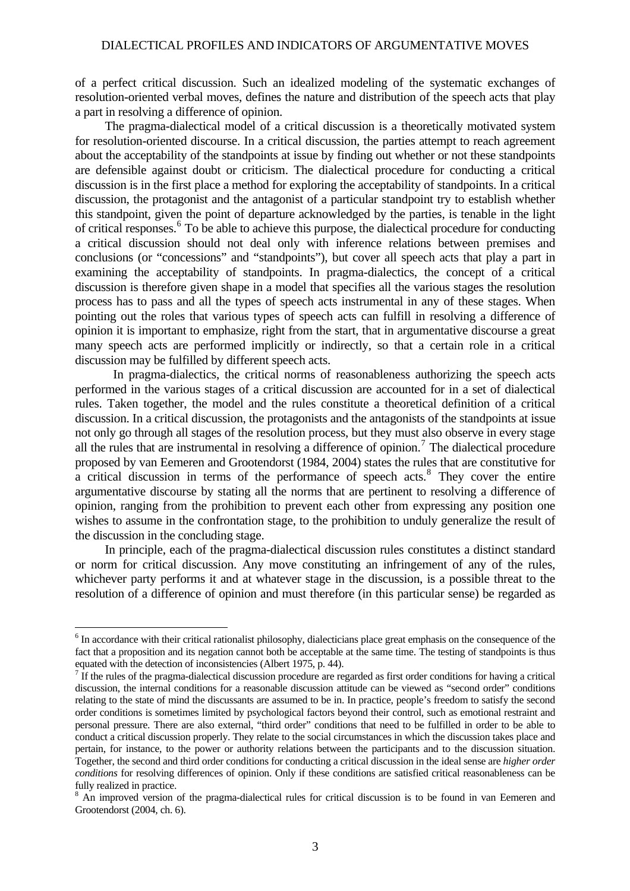of a perfect critical discussion. Such an idealized modeling of the systematic exchanges of resolution-oriented verbal moves, defines the nature and distribution of the speech acts that play a part in resolving a difference of opinion.

The pragma-dialectical model of a critical discussion is a theoretically motivated system for resolution-oriented discourse. In a critical discussion, the parties attempt to reach agreement about the acceptability of the standpoints at issue by finding out whether or not these standpoints are defensible against doubt or criticism. The dialectical procedure for conducting a critical discussion is in the first place a method for exploring the acceptability of standpoints. In a critical discussion, the protagonist and the antagonist of a particular standpoint try to establish whether this standpoint, given the point of departure acknowledged by the parties, is tenable in the light of critical responses.[6] To be able to achieve this purpose, the dialectical procedure for conducting a critical discussion should not deal only with inference relations between premises and conclusions (or "concessions" and "standpoints"), but cover all speech acts that play a part in examining the acceptability of standpoints. In pragma-dialectics, the concept of a critical discussion is therefore given shape in a model that specifies all the various stages the resolution process has to pass and all the types of speech acts instrumental in any of these stages. When pointing out the roles that various types of speech acts can fulfill in resolving a difference of opinion it is important to emphasize, right from the start, that in argumentative discourse a great many speech acts are performed implicitly or indirectly, so that a certain role in a critical discussion may be fulfilled by different speech acts.

In pragma-dialectics, the critical norms of reasonableness authorizing the speech acts performed in the various stages of a critical discussion are accounted for in a set of dialectical rules. Taken together, the model and the rules constitute a theoretical definition of a critical discussion. In a critical discussion, the protagonists and the antagonists of the standpoints at issue not only go through all stages of the resolution process, but they must also observe in every stage all the rules that are instrumental in resolving a difference of opinion.[7] The dialectical procedure proposed by van Eemeren and Grootendorst (1984, 2004) states the rules that are constitutive for a critical discussion in terms of the performance of speech acts.[8] They cover the entire argumentative discourse by stating all the norms that are pertinent to resolving a difference of opinion, ranging from the prohibition to prevent each other from expressing any position one wishes to assume in the confrontation stage, to the prohibition to unduly generalize the result of the discussion in the concluding stage.

In principle, each of the pragma-dialectical discussion rules constitutes a distinct standard or norm for critical discussion. Any move constituting an infringement of any of the rules, whichever party performs it and at whatever stage in the discussion, is a possible threat to the resolution of a difference of opinion and must therefore (in this particular sense) be regarded as

---

[6] In accordance with their critical rationalist philosophy, dialecticians place great emphasis on the consequence of the fact that a proposition and its negation cannot both be acceptable at the same time. The testing of standpoints is thus equated with the detection of inconsistencies (Albert 1975, p. 44).

[7] If the rules of the pragma-dialectical discussion procedure are regarded as first order conditions for having a critical discussion, the internal conditions for a reasonable discussion attitude can be viewed as "second order" conditions relating to the state of mind the discussants are assumed to be in. In practice, people's freedom to satisfy the second order conditions is sometimes limited by psychological factors beyond their control, such as emotional restraint and personal pressure. There are also external, "third order" conditions that need to be fulfilled in order to be able to conduct a critical discussion properly. They relate to the social circumstances in which the discussion takes place and pertain, for instance, to the power or authority relations between the participants and to the discussion situation. Together, the second and third order conditions for conducting a critical discussion in the ideal sense are *higher order conditions* for resolving differences of opinion. Only if these conditions are satisfied critical reasonableness can be fully realized in practice.

[8] An improved version of the pragma-dialectical rules for critical discussion is to be found in van Eemeren and Grootendorst (2004, ch. 6).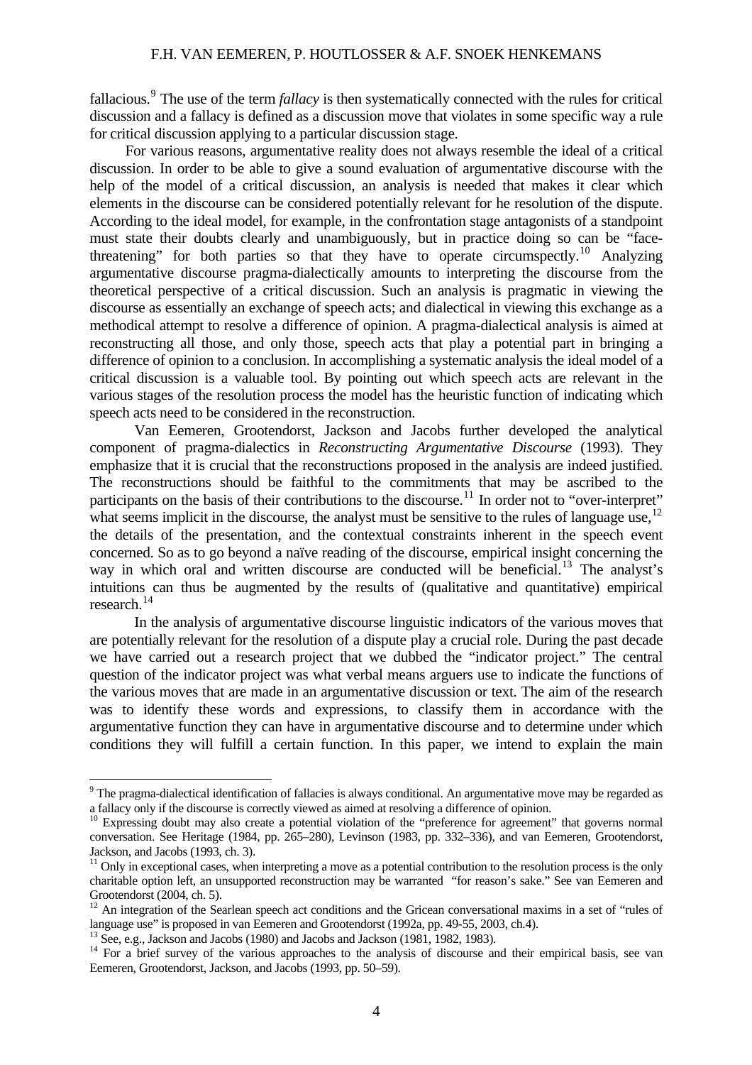fallacious.[9] The use of the term *fallacy* is then systematically connected with the rules for critical discussion and a fallacy is defined as a discussion move that violates in some specific way a rule for critical discussion applying to a particular discussion stage.

For various reasons, argumentative reality does not always resemble the ideal of a critical discussion. In order to be able to give a sound evaluation of argumentative discourse with the help of the model of a critical discussion, an analysis is needed that makes it clear which elements in the discourse can be considered potentially relevant for he resolution of the dispute. According to the ideal model, for example, in the confrontation stage antagonists of a standpoint must state their doubts clearly and unambiguously, but in practice doing so can be "face-threatening" for both parties so that they have to operate circumspectly.[10] Analyzing argumentative discourse pragma-dialectically amounts to interpreting the discourse from the theoretical perspective of a critical discussion. Such an analysis is pragmatic in viewing the discourse as essentially an exchange of speech acts; and dialectical in viewing this exchange as a methodical attempt to resolve a difference of opinion. A pragma-dialectical analysis is aimed at reconstructing all those, and only those, speech acts that play a potential part in bringing a difference of opinion to a conclusion. In accomplishing a systematic analysis the ideal model of a critical discussion is a valuable tool. By pointing out which speech acts are relevant in the various stages of the resolution process the model has the heuristic function of indicating which speech acts need to be considered in the reconstruction.

Van Eemeren, Grootendorst, Jackson and Jacobs further developed the analytical component of pragma-dialectics in *Reconstructing Argumentative Discourse* (1993). They emphasize that it is crucial that the reconstructions proposed in the analysis are indeed justified. The reconstructions should be faithful to the commitments that may be ascribed to the participants on the basis of their contributions to the discourse.[11] In order not to "over-interpret" what seems implicit in the discourse, the analyst must be sensitive to the rules of language use,[12] the details of the presentation, and the contextual constraints inherent in the speech event concerned. So as to go beyond a naïve reading of the discourse, empirical insight concerning the way in which oral and written discourse are conducted will be beneficial.[13] The analyst's intuitions can thus be augmented by the results of (qualitative and quantitative) empirical research.[14]

In the analysis of argumentative discourse linguistic indicators of the various moves that are potentially relevant for the resolution of a dispute play a crucial role. During the past decade we have carried out a research project that we dubbed the "indicator project." The central question of the indicator project was what verbal means arguers use to indicate the functions of the various moves that are made in an argumentative discussion or text. The aim of the research was to identify these words and expressions, to classify them in accordance with the argumentative function they can have in argumentative discourse and to determine under which conditions they will fulfill a certain function. In this paper, we intend to explain the main

---

[9] The pragma-dialectical identification of fallacies is always conditional. An argumentative move may be regarded as a fallacy only if the discourse is correctly viewed as aimed at resolving a difference of opinion.

[10] Expressing doubt may also create a potential violation of the "preference for agreement" that governs normal conversation. See Heritage (1984, pp. 265–280), Levinson (1983, pp. 332–336), and van Eemeren, Grootendorst, Jackson, and Jacobs (1993, ch. 3).

[11] Only in exceptional cases, when interpreting a move as a potential contribution to the resolution process is the only charitable option left, an unsupported reconstruction may be warranted "for reason's sake." See van Eemeren and Grootendorst (2004, ch. 5).

[12] An integration of the Searlean speech act conditions and the Gricean conversational maxims in a set of "rules of language use" is proposed in van Eemeren and Grootendorst (1992a, pp. 49-55, 2003, ch.4).

[13] See, e.g., Jackson and Jacobs (1980) and Jacobs and Jackson (1981, 1982, 1983).

[14] For a brief survey of the various approaches to the analysis of discourse and their empirical basis, see van Eemeren, Grootendorst, Jackson, and Jacobs (1993, pp. 50–59).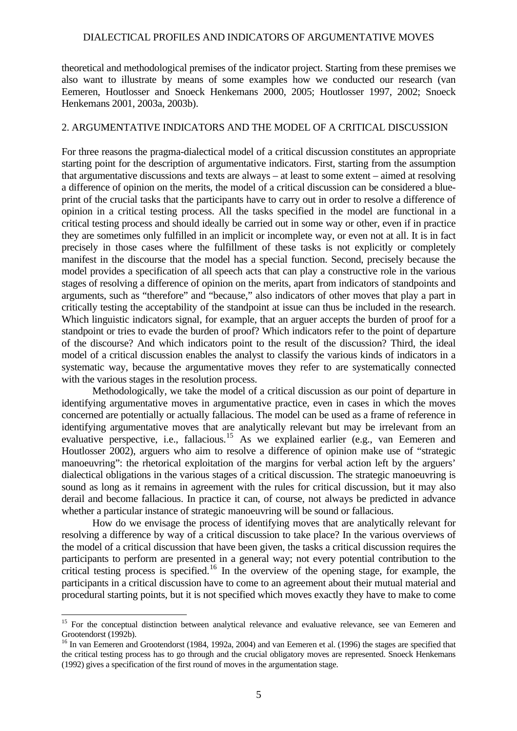theoretical and methodological premises of the indicator project. Starting from these premises we also want to illustrate by means of some examples how we conducted our research (van Eemeren, Houtlosser and Snoeck Henkemans 2000, 2005; Houtlosser 1997, 2002; Snoeck Henkemans 2001, 2003a, 2003b).

## 2. ARGUMENTATIVE INDICATORS AND THE MODEL OF A CRITICAL DISCUSSION

For three reasons the pragma-dialectical model of a critical discussion constitutes an appropriate starting point for the description of argumentative indicators. First, starting from the assumption that argumentative discussions and texts are always – at least to some extent – aimed at resolving a difference of opinion on the merits, the model of a critical discussion can be considered a blueprint of the crucial tasks that the participants have to carry out in order to resolve a difference of opinion in a critical testing process. All the tasks specified in the model are functional in a critical testing process and should ideally be carried out in some way or other, even if in practice they are sometimes only fulfilled in an implicit or incomplete way, or even not at all. It is in fact precisely in those cases where the fulfillment of these tasks is not explicitly or completely manifest in the discourse that the model has a special function. Second, precisely because the model provides a specification of all speech acts that can play a constructive role in the various stages of resolving a difference of opinion on the merits, apart from indicators of standpoints and arguments, such as "therefore" and "because," also indicators of other moves that play a part in critically testing the acceptability of the standpoint at issue can thus be included in the research. Which linguistic indicators signal, for example, that an arguer accepts the burden of proof for a standpoint or tries to evade the burden of proof? Which indicators refer to the point of departure of the discourse? And which indicators point to the result of the discussion? Third, the ideal model of a critical discussion enables the analyst to classify the various kinds of indicators in a systematic way, because the argumentative moves they refer to are systematically connected with the various stages in the resolution process.

Methodologically, we take the model of a critical discussion as our point of departure in identifying argumentative moves in argumentative practice, even in cases in which the moves concerned are potentially or actually fallacious. The model can be used as a frame of reference in identifying argumentative moves that are analytically relevant but may be irrelevant from an evaluative perspective, i.e., fallacious.[15] As we explained earlier (e.g., van Eemeren and Houtlosser 2002), arguers who aim to resolve a difference of opinion make use of "strategic manoeuvring": the rhetorical exploitation of the margins for verbal action left by the arguers' dialectical obligations in the various stages of a critical discussion. The strategic manoeuvring is sound as long as it remains in agreement with the rules for critical discussion, but it may also derail and become fallacious. In practice it can, of course, not always be predicted in advance whether a particular instance of strategic manoeuvring will be sound or fallacious.

How do we envisage the process of identifying moves that are analytically relevant for resolving a difference by way of a critical discussion to take place? In the various overviews of the model of a critical discussion that have been given, the tasks a critical discussion requires the participants to perform are presented in a general way; not every potential contribution to the critical testing process is specified.[16] In the overview of the opening stage, for example, the participants in a critical discussion have to come to an agreement about their mutual material and procedural starting points, but it is not specified which moves exactly they have to make to come

---

[15] For the conceptual distinction between analytical relevance and evaluative relevance, see van Eemeren and Grootendorst (1992b).

[16] In van Eemeren and Grootendorst (1984, 1992a, 2004) and van Eemeren et al. (1996) the stages are specified that the critical testing process has to go through and the crucial obligatory moves are represented. Snoeck Henkemans (1992) gives a specification of the first round of moves in the argumentation stage.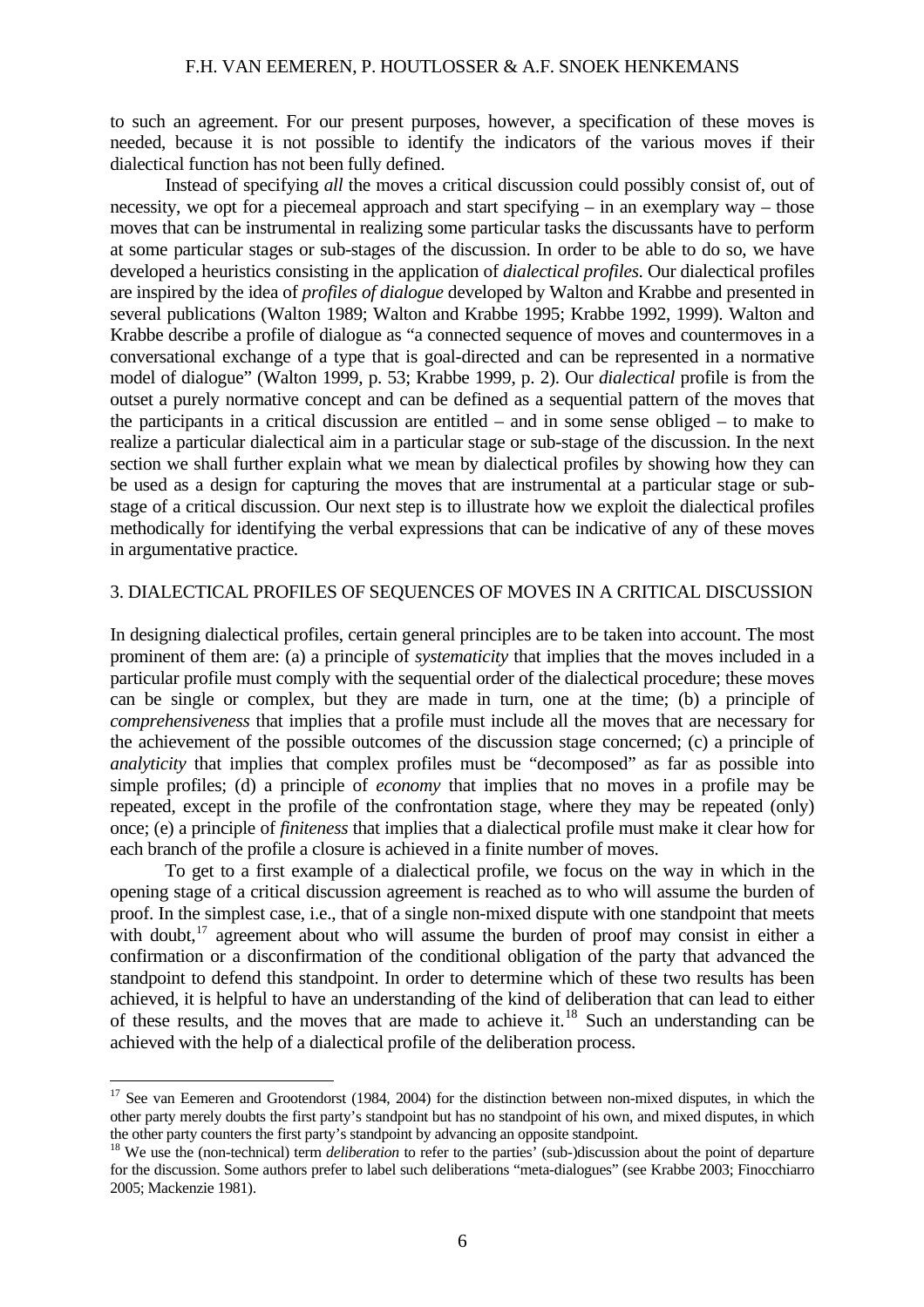to such an agreement. For our present purposes, however, a specification of these moves is needed, because it is not possible to identify the indicators of the various moves if their dialectical function has not been fully defined.

Instead of specifying *all* the moves a critical discussion could possibly consist of, out of necessity, we opt for a piecemeal approach and start specifying – in an exemplary way – those moves that can be instrumental in realizing some particular tasks the discussants have to perform at some particular stages or sub-stages of the discussion. In order to be able to do so, we have developed a heuristics consisting in the application of *dialectical profiles*. Our dialectical profiles are inspired by the idea of *profiles of dialogue* developed by Walton and Krabbe and presented in several publications (Walton 1989; Walton and Krabbe 1995; Krabbe 1992, 1999). Walton and Krabbe describe a profile of dialogue as "a connected sequence of moves and countermoves in a conversational exchange of a type that is goal-directed and can be represented in a normative model of dialogue" (Walton 1999, p. 53; Krabbe 1999, p. 2). Our *dialectical* profile is from the outset a purely normative concept and can be defined as a sequential pattern of the moves that the participants in a critical discussion are entitled – and in some sense obliged – to make to realize a particular dialectical aim in a particular stage or sub-stage of the discussion. In the next section we shall further explain what we mean by dialectical profiles by showing how they can be used as a design for capturing the moves that are instrumental at a particular stage or sub-stage of a critical discussion. Our next step is to illustrate how we exploit the dialectical profiles methodically for identifying the verbal expressions that can be indicative of any of these moves in argumentative practice.

## 3. DIALECTICAL PROFILES OF SEQUENCES OF MOVES IN A CRITICAL DISCUSSION

In designing dialectical profiles, certain general principles are to be taken into account. The most prominent of them are: (a) a principle of *systematicity* that implies that the moves included in a particular profile must comply with the sequential order of the dialectical procedure; these moves can be single or complex, but they are made in turn, one at the time; (b) a principle of *comprehensiveness* that implies that a profile must include all the moves that are necessary for the achievement of the possible outcomes of the discussion stage concerned; (c) a principle of *analyticity* that implies that complex profiles must be "decomposed" as far as possible into simple profiles; (d) a principle of *economy* that implies that no moves in a profile may be repeated, except in the profile of the confrontation stage, where they may be repeated (only) once; (e) a principle of *finiteness* that implies that a dialectical profile must make it clear how for each branch of the profile a closure is achieved in a finite number of moves.

To get to a first example of a dialectical profile, we focus on the way in which in the opening stage of a critical discussion agreement is reached as to who will assume the burden of proof. In the simplest case, i.e., that of a single non-mixed dispute with one standpoint that meets with doubt,[17] agreement about who will assume the burden of proof may consist in either a confirmation or a disconfirmation of the conditional obligation of the party that advanced the standpoint to defend this standpoint. In order to determine which of these two results has been achieved, it is helpful to have an understanding of the kind of deliberation that can lead to either of these results, and the moves that are made to achieve it.[18] Such an understanding can be achieved with the help of a dialectical profile of the deliberation process.

---

[17] See van Eemeren and Grootendorst (1984, 2004) for the distinction between non-mixed disputes, in which the other party merely doubts the first party's standpoint but has no standpoint of his own, and mixed disputes, in which the other party counters the first party's standpoint by advancing an opposite standpoint.

[18] We use the (non-technical) term *deliberation* to refer to the parties' (sub-)discussion about the point of departure for the discussion. Some authors prefer to label such deliberations "meta-dialogues" (see Krabbe 2003; Finocchiarro 2005; Mackenzie 1981).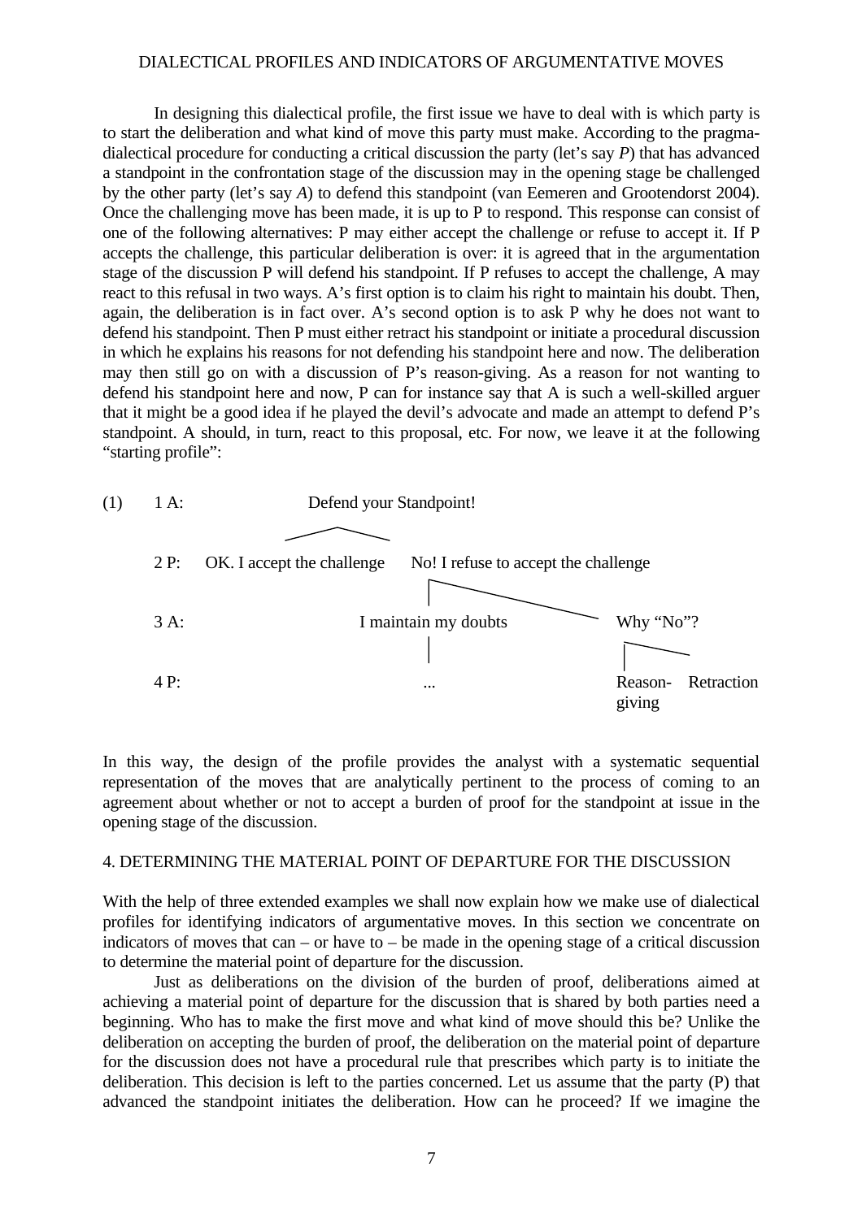In designing this dialectical profile, the first issue we have to deal with is which party is to start the deliberation and what kind of move this party must make. According to the pragma-dialectical procedure for conducting a critical discussion the party (let's say *P*) that has advanced a standpoint in the confrontation stage of the discussion may in the opening stage be challenged by the other party (let's say *A*) to defend this standpoint (van Eemeren and Grootendorst 2004). Once the challenging move has been made, it is up to P to respond. This response can consist of one of the following alternatives: P may either accept the challenge or refuse to accept it. If P accepts the challenge, this particular deliberation is over: it is agreed that in the argumentation stage of the discussion P will defend his standpoint. If P refuses to accept the challenge, A may react to this refusal in two ways. A's first option is to claim his right to maintain his doubt. Then, again, the deliberation is in fact over. A's second option is to ask P why he does not want to defend his standpoint. Then P must either retract his standpoint or initiate a procedural discussion in which he explains his reasons for not defending his standpoint here and now. The deliberation may then still go on with a discussion of P's reason-giving. As a reason for not wanting to defend his standpoint here and now, P can for instance say that A is such a well-skilled arguer that it might be a good idea if he played the devil's advocate and made an attempt to defend P's standpoint. A should, in turn, react to this proposal, etc. For now, we leave it at the following "starting profile":

```
(1)  1 A:                     Defend your Standpoint!
                                 /            \
     2 P:   OK. I accept the challenge     No! I refuse to accept the challenge
                                              |                    \
     3 A:                            I maintain my doubts          Why "No"?
                                              |                     |      \
     4 P:                                    ...               Reason-   Retraction
                                                               giving
```

In this way, the design of the profile provides the analyst with a systematic sequential representation of the moves that are analytically pertinent to the process of coming to an agreement about whether or not to accept a burden of proof for the standpoint at issue in the opening stage of the discussion.

## 4. DETERMINING THE MATERIAL POINT OF DEPARTURE FOR THE DISCUSSION

With the help of three extended examples we shall now explain how we make use of dialectical profiles for identifying indicators of argumentative moves. In this section we concentrate on indicators of moves that can – or have to – be made in the opening stage of a critical discussion to determine the material point of departure for the discussion.

Just as deliberations on the division of the burden of proof, deliberations aimed at achieving a material point of departure for the discussion that is shared by both parties need a beginning. Who has to make the first move and what kind of move should this be? Unlike the deliberation on accepting the burden of proof, the deliberation on the material point of departure for the discussion does not have a procedural rule that prescribes which party is to initiate the deliberation. This decision is left to the parties concerned. Let us assume that the party (P) that advanced the standpoint initiates the deliberation. How can he proceed? If we imagine the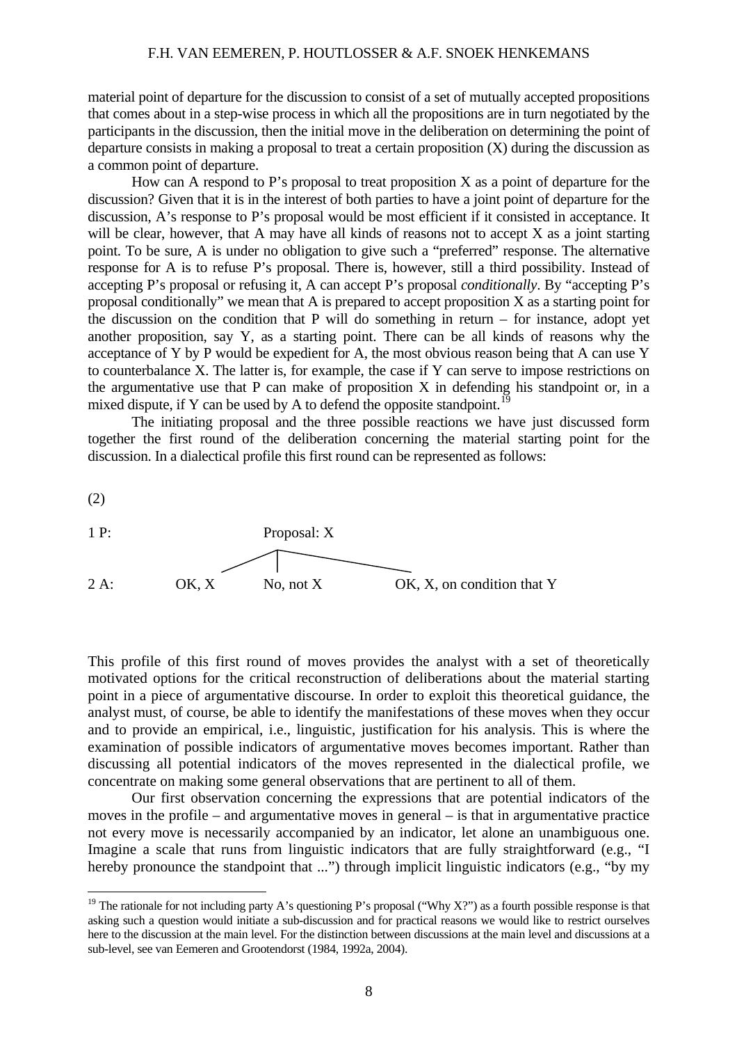material point of departure for the discussion to consist of a set of mutually accepted propositions that comes about in a step-wise process in which all the propositions are in turn negotiated by the participants in the discussion, then the initial move in the deliberation on determining the point of departure consists in making a proposal to treat a certain proposition (X) during the discussion as a common point of departure.

How can A respond to P's proposal to treat proposition X as a point of departure for the discussion? Given that it is in the interest of both parties to have a joint point of departure for the discussion, A's response to P's proposal would be most efficient if it consisted in acceptance. It will be clear, however, that A may have all kinds of reasons not to accept X as a joint starting point. To be sure, A is under no obligation to give such a "preferred" response. The alternative response for A is to refuse P's proposal. There is, however, still a third possibility. Instead of accepting P's proposal or refusing it, A can accept P's proposal *conditionally*. By "accepting P's proposal conditionally" we mean that A is prepared to accept proposition X as a starting point for the discussion on the condition that P will do something in return – for instance, adopt yet another proposition, say Y, as a starting point. There can be all kinds of reasons why the acceptance of Y by P would be expedient for A, the most obvious reason being that A can use Y to counterbalance X. The latter is, for example, the case if Y can serve to impose restrictions on the argumentative use that P can make of proposition X in defending his standpoint or, in a mixed dispute, if Y can be used by A to defend the opposite standpoint.[19]

The initiating proposal and the three possible reactions we have just discussed form together the first round of the deliberation concerning the material starting point for the discussion. In a dialectical profile this first round can be represented as follows:

(2)

1 P: Proposal: X

2 A: OK, X | No, not X | OK, X, on condition that Y

This profile of this first round of moves provides the analyst with a set of theoretically motivated options for the critical reconstruction of deliberations about the material starting point in a piece of argumentative discourse. In order to exploit this theoretical guidance, the analyst must, of course, be able to identify the manifestations of these moves when they occur and to provide an empirical, i.e., linguistic, justification for his analysis. This is where the examination of possible indicators of argumentative moves becomes important. Rather than discussing all potential indicators of the moves represented in the dialectical profile, we concentrate on making some general observations that are pertinent to all of them.

Our first observation concerning the expressions that are potential indicators of the moves in the profile – and argumentative moves in general – is that in argumentative practice not every move is necessarily accompanied by an indicator, let alone an unambiguous one. Imagine a scale that runs from linguistic indicators that are fully straightforward (e.g., "I hereby pronounce the standpoint that ...") through implicit linguistic indicators (e.g., "by my

[19] The rationale for not including party A's questioning P's proposal ("Why X?") as a fourth possible response is that asking such a question would initiate a sub-discussion and for practical reasons we would like to restrict ourselves here to the discussion at the main level. For the distinction between discussions at the main level and discussions at a sub-level, see van Eemeren and Grootendorst (1984, 1992a, 2004).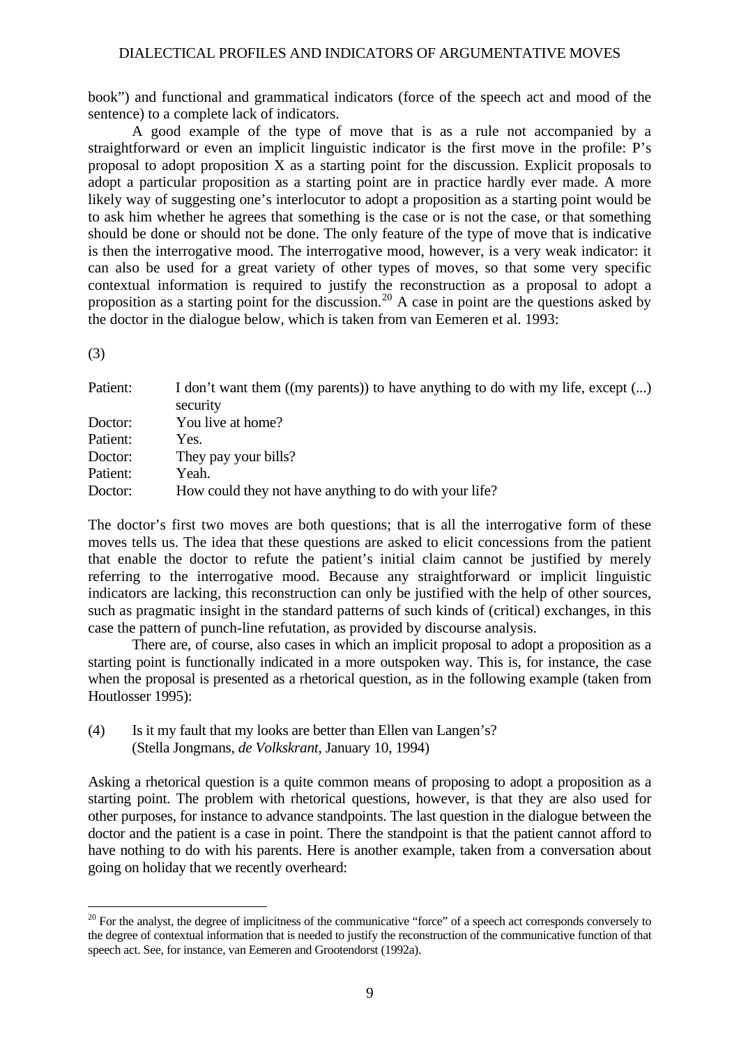book") and functional and grammatical indicators (force of the speech act and mood of the sentence) to a complete lack of indicators.

A good example of the type of move that is as a rule not accompanied by a straightforward or even an implicit linguistic indicator is the first move in the profile: P's proposal to adopt proposition X as a starting point for the discussion. Explicit proposals to adopt a particular proposition as a starting point are in practice hardly ever made. A more likely way of suggesting one's interlocutor to adopt a proposition as a starting point would be to ask him whether he agrees that something is the case or is not the case, or that something should be done or should not be done. The only feature of the type of move that is indicative is then the interrogative mood. The interrogative mood, however, is a very weak indicator: it can also be used for a great variety of other types of moves, so that some very specific contextual information is required to justify the reconstruction as a proposal to adopt a proposition as a starting point for the discussion.[20] A case in point are the questions asked by the doctor in the dialogue below, which is taken from van Eemeren et al. 1993:

(3)

| | |
|---|---|
| Patient: | I don't want them ((my parents)) to have anything to do with my life, except (...) security |
| Doctor: | You live at home? |
| Patient: | Yes. |
| Doctor: | They pay your bills? |
| Patient: | Yeah. |
| Doctor: | How could they not have anything to do with your life? |

The doctor's first two moves are both questions; that is all the interrogative form of these moves tells us. The idea that these questions are asked to elicit concessions from the patient that enable the doctor to refute the patient's initial claim cannot be justified by merely referring to the interrogative mood. Because any straightforward or implicit linguistic indicators are lacking, this reconstruction can only be justified with the help of other sources, such as pragmatic insight in the standard patterns of such kinds of (critical) exchanges, in this case the pattern of punch-line refutation, as provided by discourse analysis.

There are, of course, also cases in which an implicit proposal to adopt a proposition as a starting point is functionally indicated in a more outspoken way. This is, for instance, the case when the proposal is presented as a rhetorical question, as in the following example (taken from Houtlosser 1995):

(4) Is it my fault that my looks are better than Ellen van Langen's?
(Stella Jongmans, *de Volkskrant*, January 10, 1994)

Asking a rhetorical question is a quite common means of proposing to adopt a proposition as a starting point. The problem with rhetorical questions, however, is that they are also used for other purposes, for instance to advance standpoints. The last question in the dialogue between the doctor and the patient is a case in point. There the standpoint is that the patient cannot afford to have nothing to do with his parents. Here is another example, taken from a conversation about going on holiday that we recently overheard:

[20] For the analyst, the degree of implicitness of the communicative "force" of a speech act corresponds conversely to the degree of contextual information that is needed to justify the reconstruction of the communicative function of that speech act. See, for instance, van Eemeren and Grootendorst (1992a).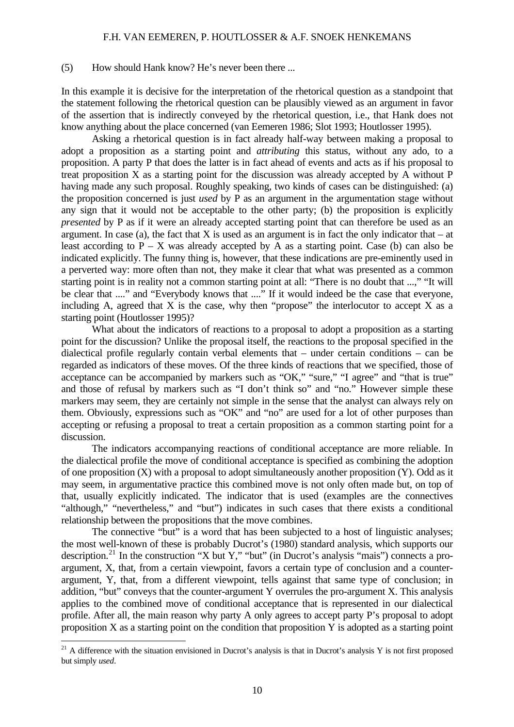(5) How should Hank know? He's never been there ...

In this example it is decisive for the interpretation of the rhetorical question as a standpoint that the statement following the rhetorical question can be plausibly viewed as an argument in favor of the assertion that is indirectly conveyed by the rhetorical question, i.e., that Hank does not know anything about the place concerned (van Eemeren 1986; Slot 1993; Houtlosser 1995).

Asking a rhetorical question is in fact already half-way between making a proposal to adopt a proposition as a starting point and *attributing* this status, without any ado, to a proposition. A party P that does the latter is in fact ahead of events and acts as if his proposal to treat proposition X as a starting point for the discussion was already accepted by A without P having made any such proposal. Roughly speaking, two kinds of cases can be distinguished: (a) the proposition concerned is just *used* by P as an argument in the argumentation stage without any sign that it would not be acceptable to the other party; (b) the proposition is explicitly *presented* by P as if it were an already accepted starting point that can therefore be used as an argument. In case (a), the fact that X is used as an argument is in fact the only indicator that – at least according to P – X was already accepted by A as a starting point. Case (b) can also be indicated explicitly. The funny thing is, however, that these indications are pre-eminently used in a perverted way: more often than not, they make it clear that what was presented as a common starting point is in reality not a common starting point at all: "There is no doubt that ...," "It will be clear that ...." and "Everybody knows that ...." If it would indeed be the case that everyone, including A, agreed that X is the case, why then "propose" the interlocutor to accept X as a starting point (Houtlosser 1995)?

What about the indicators of reactions to a proposal to adopt a proposition as a starting point for the discussion? Unlike the proposal itself, the reactions to the proposal specified in the dialectical profile regularly contain verbal elements that – under certain conditions – can be regarded as indicators of these moves. Of the three kinds of reactions that we specified, those of acceptance can be accompanied by markers such as "OK," "sure," "I agree" and "that is true" and those of refusal by markers such as "I don't think so" and "no." However simple these markers may seem, they are certainly not simple in the sense that the analyst can always rely on them. Obviously, expressions such as "OK" and "no" are used for a lot of other purposes than accepting or refusing a proposal to treat a certain proposition as a common starting point for a discussion.

The indicators accompanying reactions of conditional acceptance are more reliable. In the dialectical profile the move of conditional acceptance is specified as combining the adoption of one proposition (X) with a proposal to adopt simultaneously another proposition (Y). Odd as it may seem, in argumentative practice this combined move is not only often made but, on top of that, usually explicitly indicated. The indicator that is used (examples are the connectives "although," "nevertheless," and "but") indicates in such cases that there exists a conditional relationship between the propositions that the move combines.

The connective "but" is a word that has been subjected to a host of linguistic analyses; the most well-known of these is probably Ducrot's (1980) standard analysis, which supports our description.[21] In the construction "X but Y," "but" (in Ducrot's analysis "mais") connects a pro-argument, X, that, from a certain viewpoint, favors a certain type of conclusion and a counter-argument, Y, that, from a different viewpoint, tells against that same type of conclusion; in addition, "but" conveys that the counter-argument Y overrules the pro-argument X. This analysis applies to the combined move of conditional acceptance that is represented in our dialectical profile. After all, the main reason why party A only agrees to accept party P's proposal to adopt proposition X as a starting point on the condition that proposition Y is adopted as a starting point

[21] A difference with the situation envisioned in Ducrot's analysis is that in Ducrot's analysis Y is not first proposed but simply *used*.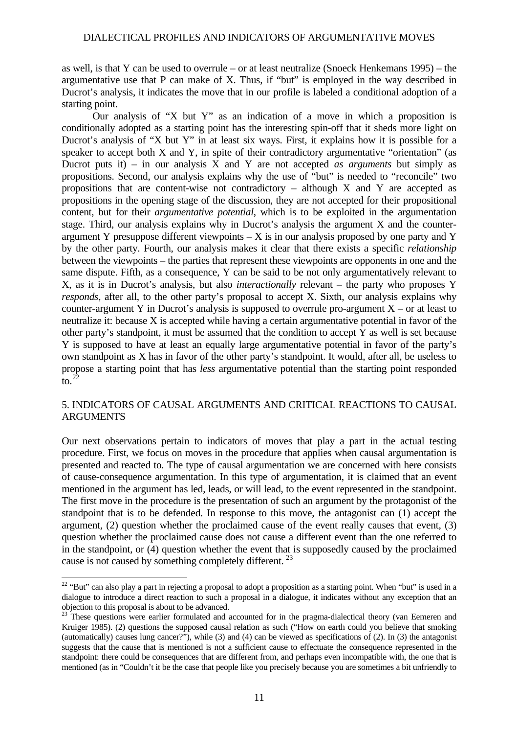as well, is that Y can be used to overrule – or at least neutralize (Snoeck Henkemans 1995) – the argumentative use that P can make of X. Thus, if "but" is employed in the way described in Ducrot's analysis, it indicates the move that in our profile is labeled a conditional adoption of a starting point.

Our analysis of "X but Y" as an indication of a move in which a proposition is conditionally adopted as a starting point has the interesting spin-off that it sheds more light on Ducrot's analysis of "X but Y" in at least six ways. First, it explains how it is possible for a speaker to accept both X and Y, in spite of their contradictory argumentative "orientation" (as Ducrot puts it) – in our analysis X and Y are not accepted *as arguments* but simply as propositions. Second, our analysis explains why the use of "but" is needed to "reconcile" two propositions that are content-wise not contradictory – although X and Y are accepted as propositions in the opening stage of the discussion, they are not accepted for their propositional content, but for their *argumentative potential*, which is to be exploited in the argumentation stage. Third, our analysis explains why in Ducrot's analysis the argument X and the counter-argument Y presuppose different viewpoints – X is in our analysis proposed by one party and Y by the other party. Fourth, our analysis makes it clear that there exists a specific *relationship* between the viewpoints – the parties that represent these viewpoints are opponents in one and the same dispute. Fifth, as a consequence, Y can be said to be not only argumentatively relevant to X, as it is in Ducrot's analysis, but also *interactionally* relevant – the party who proposes Y *responds*, after all, to the other party's proposal to accept X. Sixth, our analysis explains why counter-argument Y in Ducrot's analysis is supposed to overrule pro-argument X – or at least to neutralize it: because X is accepted while having a certain argumentative potential in favor of the other party's standpoint, it must be assumed that the condition to accept Y as well is set because Y is supposed to have at least an equally large argumentative potential in favor of the party's own standpoint as X has in favor of the other party's standpoint. It would, after all, be useless to propose a starting point that has *less* argumentative potential than the starting point responded to.[22]

## 5. INDICATORS OF CAUSAL ARGUMENTS AND CRITICAL REACTIONS TO CAUSAL ARGUMENTS

Our next observations pertain to indicators of moves that play a part in the actual testing procedure. First, we focus on moves in the procedure that applies when causal argumentation is presented and reacted to. The type of causal argumentation we are concerned with here consists of cause-consequence argumentation. In this type of argumentation, it is claimed that an event mentioned in the argument has led, leads, or will lead, to the event represented in the standpoint. The first move in the procedure is the presentation of such an argument by the protagonist of the standpoint that is to be defended. In response to this move, the antagonist can (1) accept the argument, (2) question whether the proclaimed cause of the event really causes that event, (3) question whether the proclaimed cause does not cause a different event than the one referred to in the standpoint, or (4) question whether the event that is supposedly caused by the proclaimed cause is not caused by something completely different.[23]

---

[22] "But" can also play a part in rejecting a proposal to adopt a proposition as a starting point. When "but" is used in a dialogue to introduce a direct reaction to such a proposal in a dialogue, it indicates without any exception that an objection to this proposal is about to be advanced.

[23] These questions were earlier formulated and accounted for in the pragma-dialectical theory (van Eemeren and Kruiger 1985). (2) questions the supposed causal relation as such ("How on earth could you believe that smoking (automatically) causes lung cancer?"), while (3) and (4) can be viewed as specifications of (2). In (3) the antagonist suggests that the cause that is mentioned is not a sufficient cause to effectuate the consequence represented in the standpoint: there could be consequences that are different from, and perhaps even incompatible with, the one that is mentioned (as in "Couldn't it be the case that people like you precisely because you are sometimes a bit unfriendly to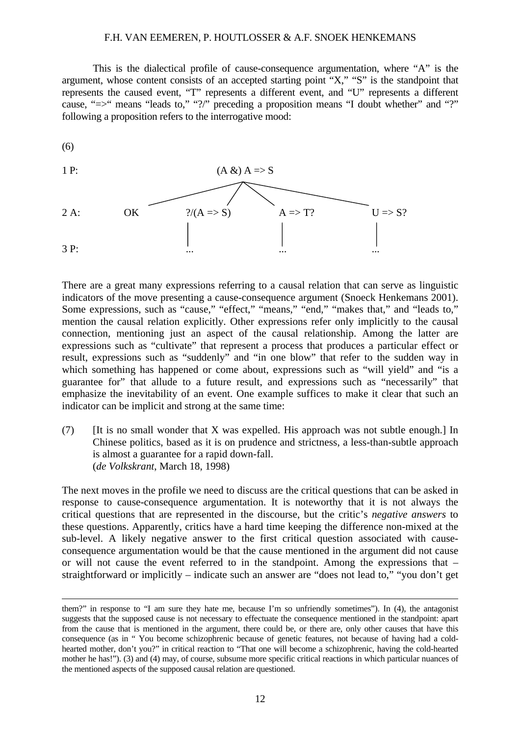This is the dialectical profile of cause-consequence argumentation, where "A" is the argument, whose content consists of an accepted starting point "X," "S" is the standpoint that represents the caused event, "T" represents a different event, and "U" represents a different cause, "=>" means "leads to," "?/" preceding a proposition means "I doubt whether" and "?" following a proposition refers to the interrogative mood:

(6)

```
1 P:                              (A &) A => S
                    ______________/   /   \   \______________
2 A:          OK          ?/(A => S)       A => T?           U => S?
                               |               |                |
3 P:                          ...             ...              ...
```

There are a great many expressions referring to a causal relation that can serve as linguistic indicators of the move presenting a cause-consequence argument (Snoeck Henkemans 2001). Some expressions, such as "cause," "effect," "means," "end," "makes that," and "leads to," mention the causal relation explicitly. Other expressions refer only implicitly to the causal connection, mentioning just an aspect of the causal relationship. Among the latter are expressions such as "cultivate" that represent a process that produces a particular effect or result, expressions such as "suddenly" and "in one blow" that refer to the sudden way in which something has happened or come about, expressions such as "will yield" and "is a guarantee for" that allude to a future result, and expressions such as "necessarily" that emphasize the inevitability of an event. One example suffices to make it clear that such an indicator can be implicit and strong at the same time:

(7) [It is no small wonder that X was expelled. His approach was not subtle enough.] In Chinese politics, based as it is on prudence and strictness, a less-than-subtle approach is almost a guarantee for a rapid down-fall.
(*de Volkskrant*, March 18, 1998)

The next moves in the profile we need to discuss are the critical questions that can be asked in response to cause-consequence argumentation. It is noteworthy that it is not always the critical questions that are represented in the discourse, but the critic's *negative answers* to these questions. Apparently, critics have a hard time keeping the difference non-mixed at the sub-level. A likely negative answer to the first critical question associated with cause-consequence argumentation would be that the cause mentioned in the argument did not cause or will not cause the event referred to in the standpoint. Among the expressions that – straightforward or implicitly – indicate such an answer are "does not lead to," "you don't get

---

them?" in response to "I am sure they hate me, because I'm so unfriendly sometimes"). In (4), the antagonist suggests that the supposed cause is not necessary to effectuate the consequence mentioned in the standpoint: apart from the cause that is mentioned in the argument, there could be, or there are, only other causes that have this consequence (as in " You become schizophrenic because of genetic features, not because of having had a cold-hearted mother, don't you?" in critical reaction to "That one will become a schizophrenic, having the cold-hearted mother he has!"). (3) and (4) may, of course, subsume more specific critical reactions in which particular nuances of the mentioned aspects of the supposed causal relation are questioned.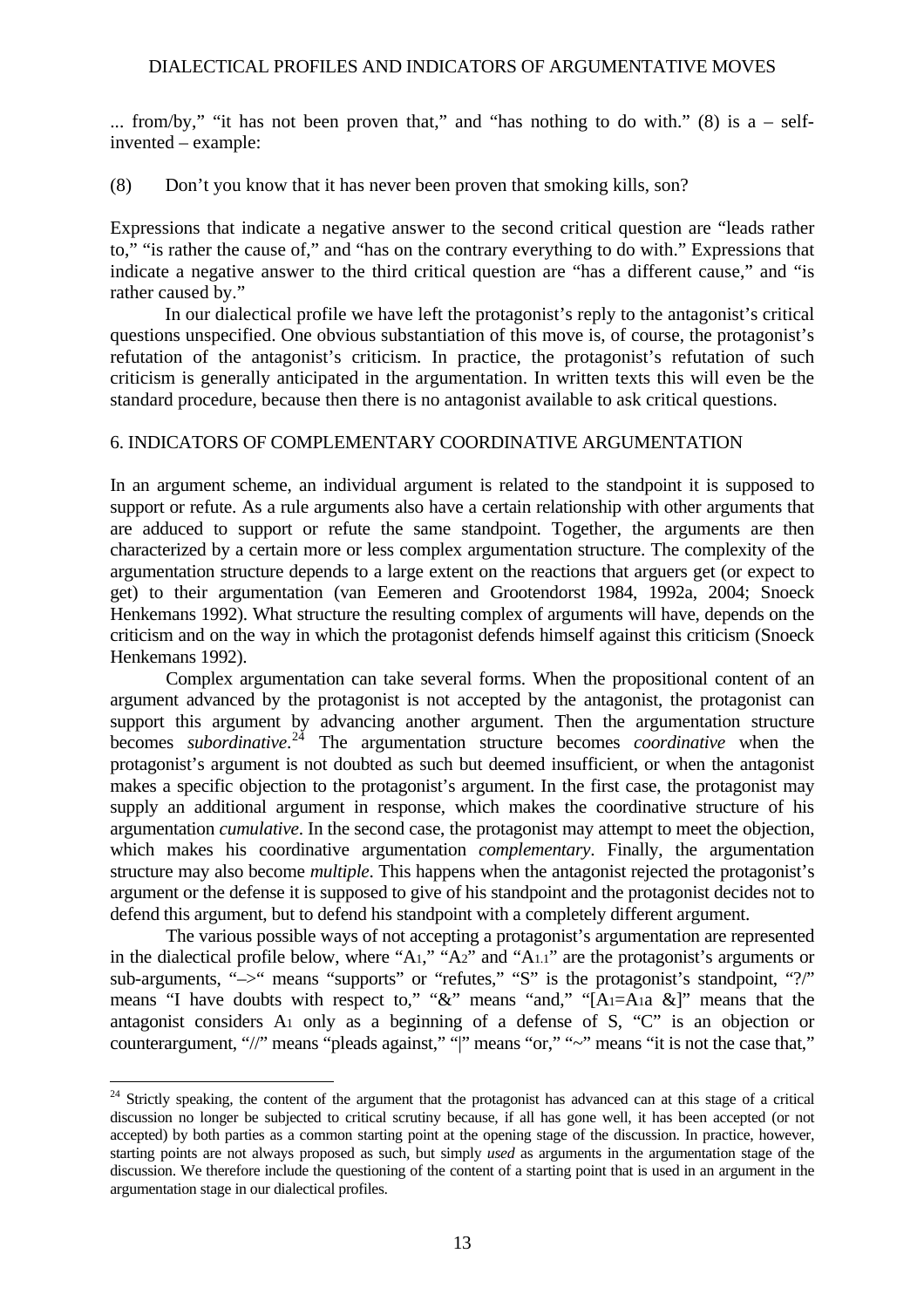... from/by," "it has not been proven that," and "has nothing to do with." (8) is a – self-invented – example:

(8) Don't you know that it has never been proven that smoking kills, son?

Expressions that indicate a negative answer to the second critical question are "leads rather to," "is rather the cause of," and "has on the contrary everything to do with." Expressions that indicate a negative answer to the third critical question are "has a different cause," and "is rather caused by."

In our dialectical profile we have left the protagonist's reply to the antagonist's critical questions unspecified. One obvious substantiation of this move is, of course, the protagonist's refutation of the antagonist's criticism. In practice, the protagonist's refutation of such criticism is generally anticipated in the argumentation. In written texts this will even be the standard procedure, because then there is no antagonist available to ask critical questions.

## 6. INDICATORS OF COMPLEMENTARY COORDINATIVE ARGUMENTATION

In an argument scheme, an individual argument is related to the standpoint it is supposed to support or refute. As a rule arguments also have a certain relationship with other arguments that are adduced to support or refute the same standpoint. Together, the arguments are then characterized by a certain more or less complex argumentation structure. The complexity of the argumentation structure depends to a large extent on the reactions that arguers get (or expect to get) to their argumentation (van Eemeren and Grootendorst 1984, 1992a, 2004; Snoeck Henkemans 1992). What structure the resulting complex of arguments will have, depends on the criticism and on the way in which the protagonist defends himself against this criticism (Snoeck Henkemans 1992).

Complex argumentation can take several forms. When the propositional content of an argument advanced by the protagonist is not accepted by the antagonist, the protagonist can support this argument by advancing another argument. Then the argumentation structure becomes *subordinative*.[24] The argumentation structure becomes *coordinative* when the protagonist's argument is not doubted as such but deemed insufficient, or when the antagonist makes a specific objection to the protagonist's argument. In the first case, the protagonist may supply an additional argument in response, which makes the coordinative structure of his argumentation *cumulative*. In the second case, the protagonist may attempt to meet the objection, which makes his coordinative argumentation *complementary*. Finally, the argumentation structure may also become *multiple*. This happens when the antagonist rejected the protagonist's argument or the defense it is supposed to give of his standpoint and the protagonist decides not to defend this argument, but to defend his standpoint with a completely different argument.

The various possible ways of not accepting a protagonist's argumentation are represented in the dialectical profile below, where "$A_1$," "$A_2$" and "$A_{1.1}$" are the protagonist's arguments or sub-arguments, "–>" means "supports" or "refutes," "S" is the protagonist's standpoint, "?/" means "I have doubts with respect to," "&" means "and," "[$A_1$=$A_1$a &]" means that the antagonist considers $A_1$ only as a beginning of a defense of S, "C" is an objection or counterargument, "//" means "pleads against," "|" means "or," "~" means "it is not the case that,"

[24] Strictly speaking, the content of the argument that the protagonist has advanced can at this stage of a critical discussion no longer be subjected to critical scrutiny because, if all has gone well, it has been accepted (or not accepted) by both parties as a common starting point at the opening stage of the discussion. In practice, however, starting points are not always proposed as such, but simply *used* as arguments in the argumentation stage of the discussion. We therefore include the questioning of the content of a starting point that is used in an argument in the argumentation stage in our dialectical profiles.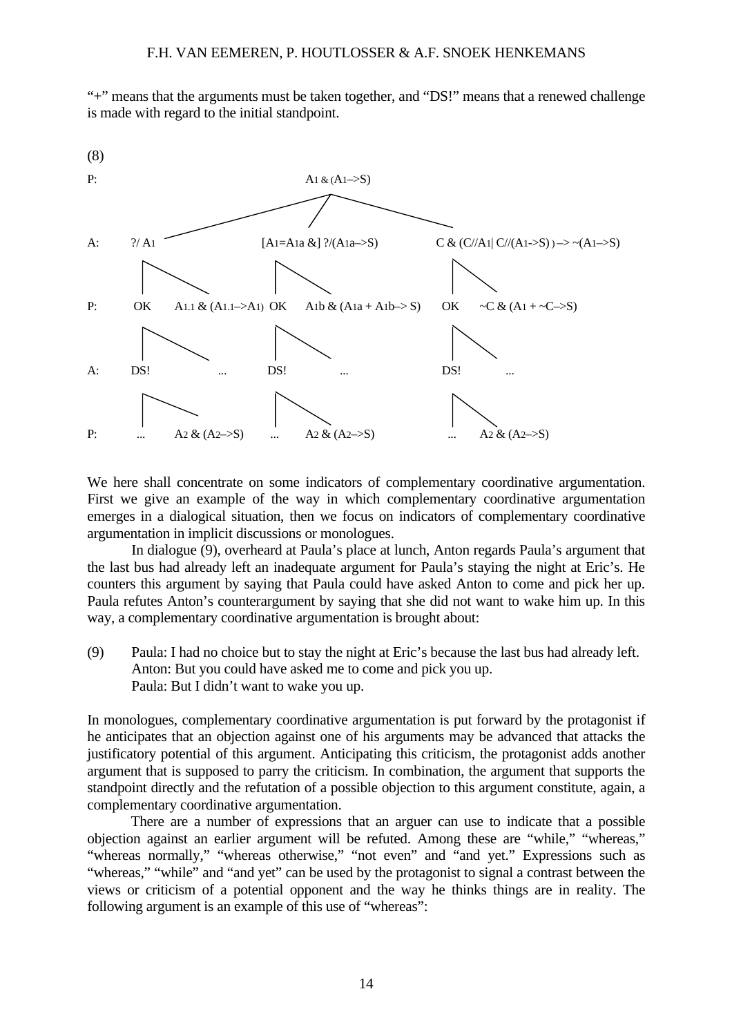"+" means that the arguments must be taken together, and "DS!" means that a renewed challenge is made with regard to the initial standpoint.

(8)

```
P:                                   A1 & (A1–>S)

A:   ?/ A1               [A1=A1a &] ?/(A1a–>S)          C & (C//A1| C//(A1->S) ) –> ~(A1–>S)

P:   OK   A1.1 & (A1.1–>A1)   OK   A1b & (A1a + A1b–> S)   OK   ~C & (A1 + ~C–>S)

A:   DS!        ...           DS!         ...              DS!        ...

P:   ...   A2 & (A2–>S)       ...   A2 & (A2–>S)           ...   A2 & (A2–>S)
```

We here shall concentrate on some indicators of complementary coordinative argumentation. First we give an example of the way in which complementary coordinative argumentation emerges in a dialogical situation, then we focus on indicators of complementary coordinative argumentation in implicit discussions or monologues.

In dialogue (9), overheard at Paula's place at lunch, Anton regards Paula's argument that the last bus had already left an inadequate argument for Paula's staying the night at Eric's. He counters this argument by saying that Paula could have asked Anton to come and pick her up. Paula refutes Anton's counterargument by saying that she did not want to wake him up. In this way, a complementary coordinative argumentation is brought about:

(9) Paula: I had no choice but to stay the night at Eric's because the last bus had already left.
Anton: But you could have asked me to come and pick you up.
Paula: But I didn't want to wake you up.

In monologues, complementary coordinative argumentation is put forward by the protagonist if he anticipates that an objection against one of his arguments may be advanced that attacks the justificatory potential of this argument. Anticipating this criticism, the protagonist adds another argument that is supposed to parry the criticism. In combination, the argument that supports the standpoint directly and the refutation of a possible objection to this argument constitute, again, a complementary coordinative argumentation.

There are a number of expressions that an arguer can use to indicate that a possible objection against an earlier argument will be refuted. Among these are "while," "whereas," "whereas normally," "whereas otherwise," "not even" and "and yet." Expressions such as "whereas," "while" and "and yet" can be used by the protagonist to signal a contrast between the views or criticism of a potential opponent and the way he thinks things are in reality. The following argument is an example of this use of "whereas":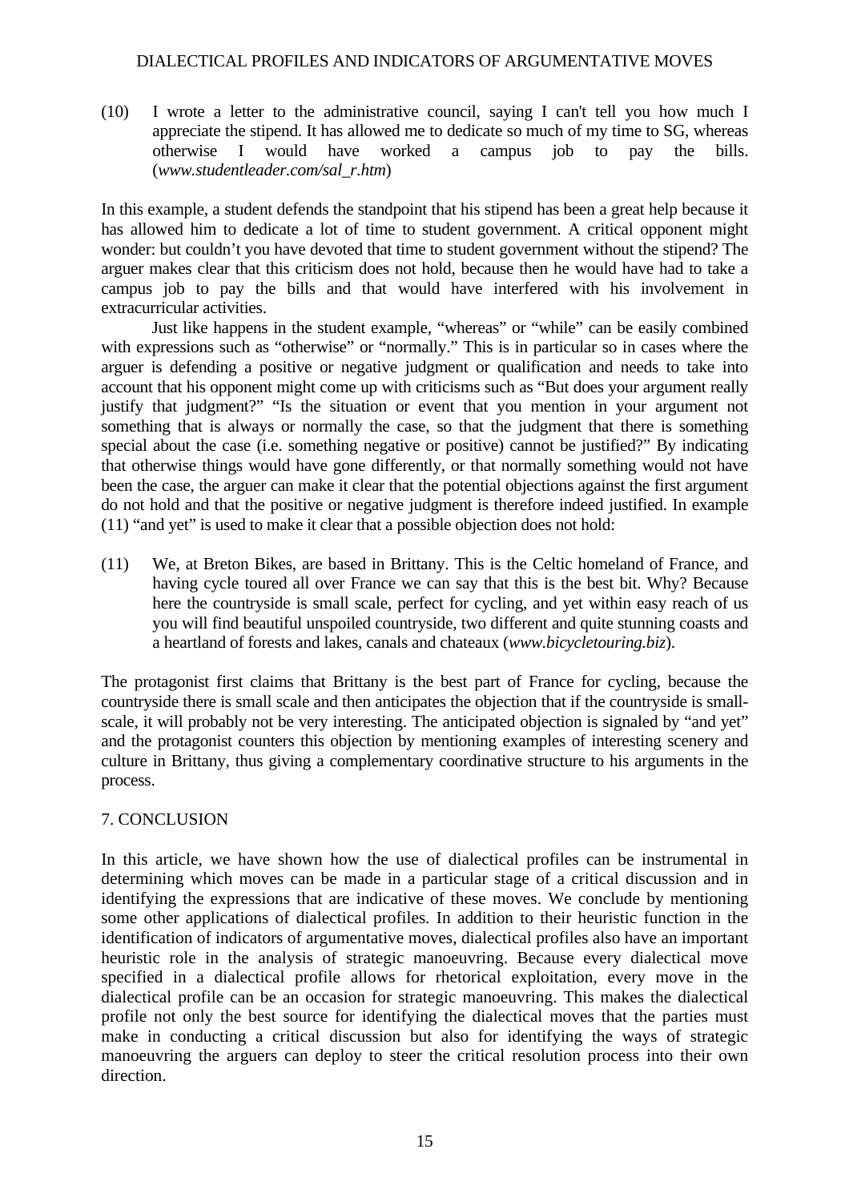(10) I wrote a letter to the administrative council, saying I can't tell you how much I appreciate the stipend. It has allowed me to dedicate so much of my time to SG, whereas otherwise I would have worked a campus job to pay the bills. (*www.studentleader.com/sal_r.htm*)

In this example, a student defends the standpoint that his stipend has been a great help because it has allowed him to dedicate a lot of time to student government. A critical opponent might wonder: but couldn't you have devoted that time to student government without the stipend? The arguer makes clear that this criticism does not hold, because then he would have had to take a campus job to pay the bills and that would have interfered with his involvement in extracurricular activities.

Just like happens in the student example, "whereas" or "while" can be easily combined with expressions such as "otherwise" or "normally." This is in particular so in cases where the arguer is defending a positive or negative judgment or qualification and needs to take into account that his opponent might come up with criticisms such as "But does your argument really justify that judgment?" "Is the situation or event that you mention in your argument not something that is always or normally the case, so that the judgment that there is something special about the case (i.e. something negative or positive) cannot be justified?" By indicating that otherwise things would have gone differently, or that normally something would not have been the case, the arguer can make it clear that the potential objections against the first argument do not hold and that the positive or negative judgment is therefore indeed justified. In example (11) "and yet" is used to make it clear that a possible objection does not hold:

(11) We, at Breton Bikes, are based in Brittany. This is the Celtic homeland of France, and having cycle toured all over France we can say that this is the best bit. Why? Because here the countryside is small scale, perfect for cycling, and yet within easy reach of us you will find beautiful unspoiled countryside, two different and quite stunning coasts and a heartland of forests and lakes, canals and chateaux (*www.bicycletouring.biz*).

The protagonist first claims that Brittany is the best part of France for cycling, because the countryside there is small scale and then anticipates the objection that if the countryside is small-scale, it will probably not be very interesting. The anticipated objection is signaled by "and yet" and the protagonist counters this objection by mentioning examples of interesting scenery and culture in Brittany, thus giving a complementary coordinative structure to his arguments in the process.

## 7. CONCLUSION

In this article, we have shown how the use of dialectical profiles can be instrumental in determining which moves can be made in a particular stage of a critical discussion and in identifying the expressions that are indicative of these moves. We conclude by mentioning some other applications of dialectical profiles. In addition to their heuristic function in the identification of indicators of argumentative moves, dialectical profiles also have an important heuristic role in the analysis of strategic manoeuvring. Because every dialectical move specified in a dialectical profile allows for rhetorical exploitation, every move in the dialectical profile can be an occasion for strategic manoeuvring. This makes the dialectical profile not only the best source for identifying the dialectical moves that the parties must make in conducting a critical discussion but also for identifying the ways of strategic manoeuvring the arguers can deploy to steer the critical resolution process into their own direction.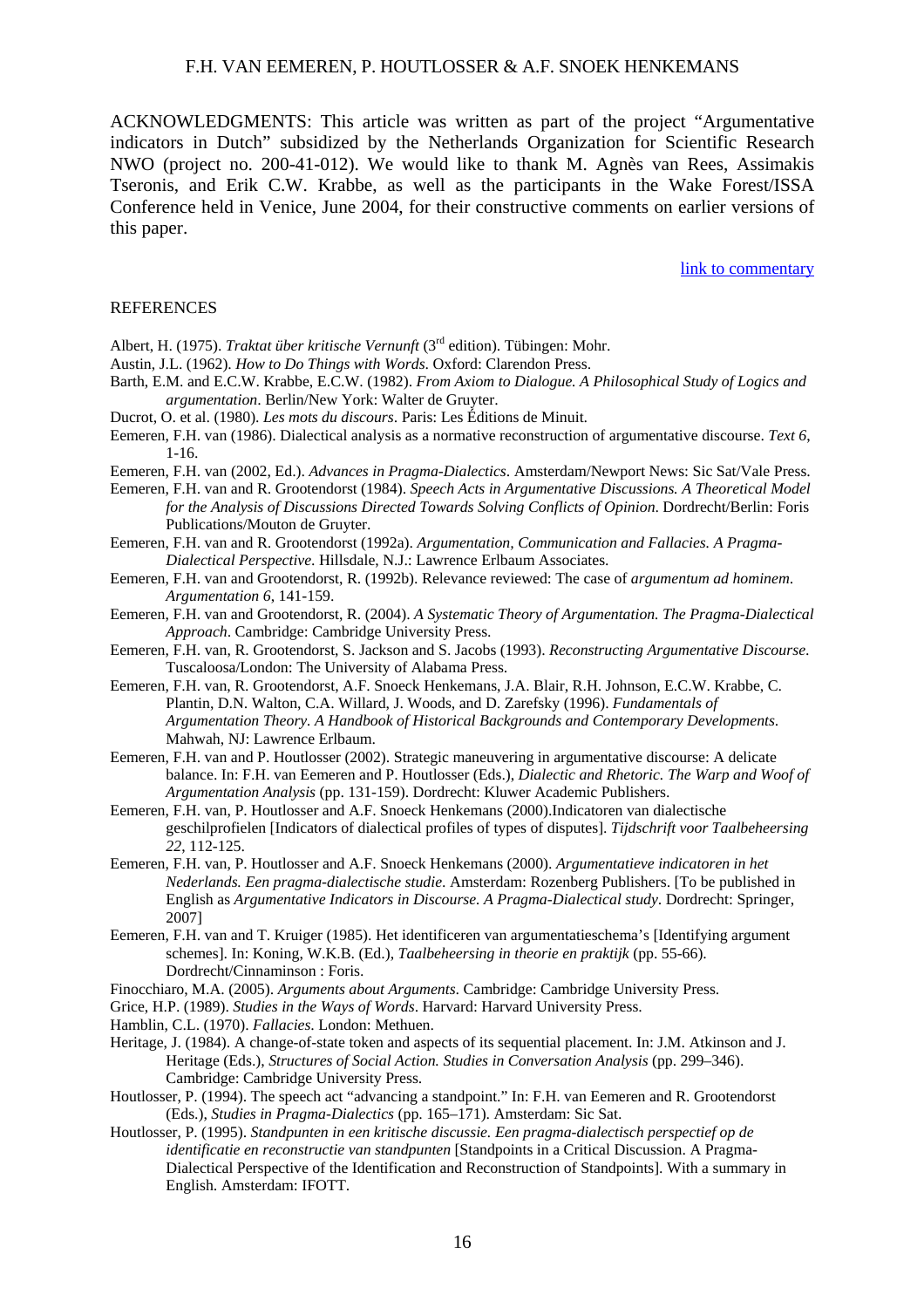ACKNOWLEDGMENTS: This article was written as part of the project "Argumentative indicators in Dutch" subsidized by the Netherlands Organization for Scientific Research NWO (project no. 200-41-012). We would like to thank M. Agnès van Rees, Assimakis Tseronis, and Erik C.W. Krabbe, as well as the participants in the Wake Forest/ISSA Conference held in Venice, June 2004, for their constructive comments on earlier versions of this paper.

link to commentary

## REFERENCES

Albert, H. (1975). *Traktat über kritische Vernunft* (3rd edition). Tübingen: Mohr.

Austin, J.L. (1962). *How to Do Things with Words*. Oxford: Clarendon Press.

Barth, E.M. and E.C.W. Krabbe, E.C.W. (1982). *From Axiom to Dialogue. A Philosophical Study of Logics and argumentation*. Berlin/New York: Walter de Gruyter.

Ducrot, O. et al. (1980). *Les mots du discours*. Paris: Les Éditions de Minuit.

Eemeren, F.H. van (1986). Dialectical analysis as a normative reconstruction of argumentative discourse. *Text 6*, 1-16.

Eemeren, F.H. van (2002, Ed.). *Advances in Pragma-Dialectics*. Amsterdam/Newport News: Sic Sat/Vale Press.

Eemeren, F.H. van and R. Grootendorst (1984). *Speech Acts in Argumentative Discussions. A Theoretical Model for the Analysis of Discussions Directed Towards Solving Conflicts of Opinion*. Dordrecht/Berlin: Foris Publications/Mouton de Gruyter.

Eemeren, F.H. van and R. Grootendorst (1992a). *Argumentation, Communication and Fallacies. A Pragma-Dialectical Perspective*. Hillsdale, N.J.: Lawrence Erlbaum Associates.

Eemeren, F.H. van and Grootendorst, R. (1992b). Relevance reviewed: The case of *argumentum ad hominem*. *Argumentation 6*, 141-159.

Eemeren, F.H. van and Grootendorst, R. (2004). *A Systematic Theory of Argumentation. The Pragma-Dialectical Approach*. Cambridge: Cambridge University Press.

Eemeren, F.H. van, R. Grootendorst, S. Jackson and S. Jacobs (1993). *Reconstructing Argumentative Discourse*. Tuscaloosa/London: The University of Alabama Press.

Eemeren, F.H. van, R. Grootendorst, A.F. Snoeck Henkemans, J.A. Blair, R.H. Johnson, E.C.W. Krabbe, C. Plantin, D.N. Walton, C.A. Willard, J. Woods, and D. Zarefsky (1996). *Fundamentals of Argumentation Theory. A Handbook of Historical Backgrounds and Contemporary Developments*. Mahwah, NJ: Lawrence Erlbaum.

Eemeren, F.H. van and P. Houtlosser (2002). Strategic maneuvering in argumentative discourse: A delicate balance. In: F.H. van Eemeren and P. Houtlosser (Eds.), *Dialectic and Rhetoric. The Warp and Woof of Argumentation Analysis* (pp. 131-159). Dordrecht: Kluwer Academic Publishers.

Eemeren, F.H. van, P. Houtlosser and A.F. Snoeck Henkemans (2000).Indicatoren van dialectische geschilprofielen [Indicators of dialectical profiles of types of disputes]. *Tijdschrift voor Taalbeheersing 22*, 112-125.

Eemeren, F.H. van, P. Houtlosser and A.F. Snoeck Henkemans (2000). *Argumentatieve indicatoren in het Nederlands. Een pragma-dialectische studie*. Amsterdam: Rozenberg Publishers. [To be published in English as *Argumentative Indicators in Discourse. A Pragma-Dialectical study*. Dordrecht: Springer, 2007]

Eemeren, F.H. van and T. Kruiger (1985). Het identificeren van argumentatieschema's [Identifying argument schemes]. In: Koning, W.K.B. (Ed.), *Taalbeheersing in theorie en praktijk* (pp. 55-66). Dordrecht/Cinnaminson : Foris.

Finocchiaro, M.A. (2005). *Arguments about Arguments*. Cambridge: Cambridge University Press.

Grice, H.P. (1989). *Studies in the Ways of Words*. Harvard: Harvard University Press.

Hamblin, C.L. (1970). *Fallacies*. London: Methuen.

Heritage, J. (1984). A change-of-state token and aspects of its sequential placement. In: J.M. Atkinson and J. Heritage (Eds.), *Structures of Social Action. Studies in Conversation Analysis* (pp. 299–346). Cambridge: Cambridge University Press.

Houtlosser, P. (1994). The speech act "advancing a standpoint." In: F.H. van Eemeren and R. Grootendorst (Eds.), *Studies in Pragma-Dialectics* (pp. 165–171). Amsterdam: Sic Sat.

Houtlosser, P. (1995). *Standpunten in een kritische discussie. Een pragma-dialectisch perspectief op de identificatie en reconstructie van standpunten* [Standpoints in a Critical Discussion. A Pragma-Dialectical Perspective of the Identification and Reconstruction of Standpoints]. With a summary in English. Amsterdam: IFOTT.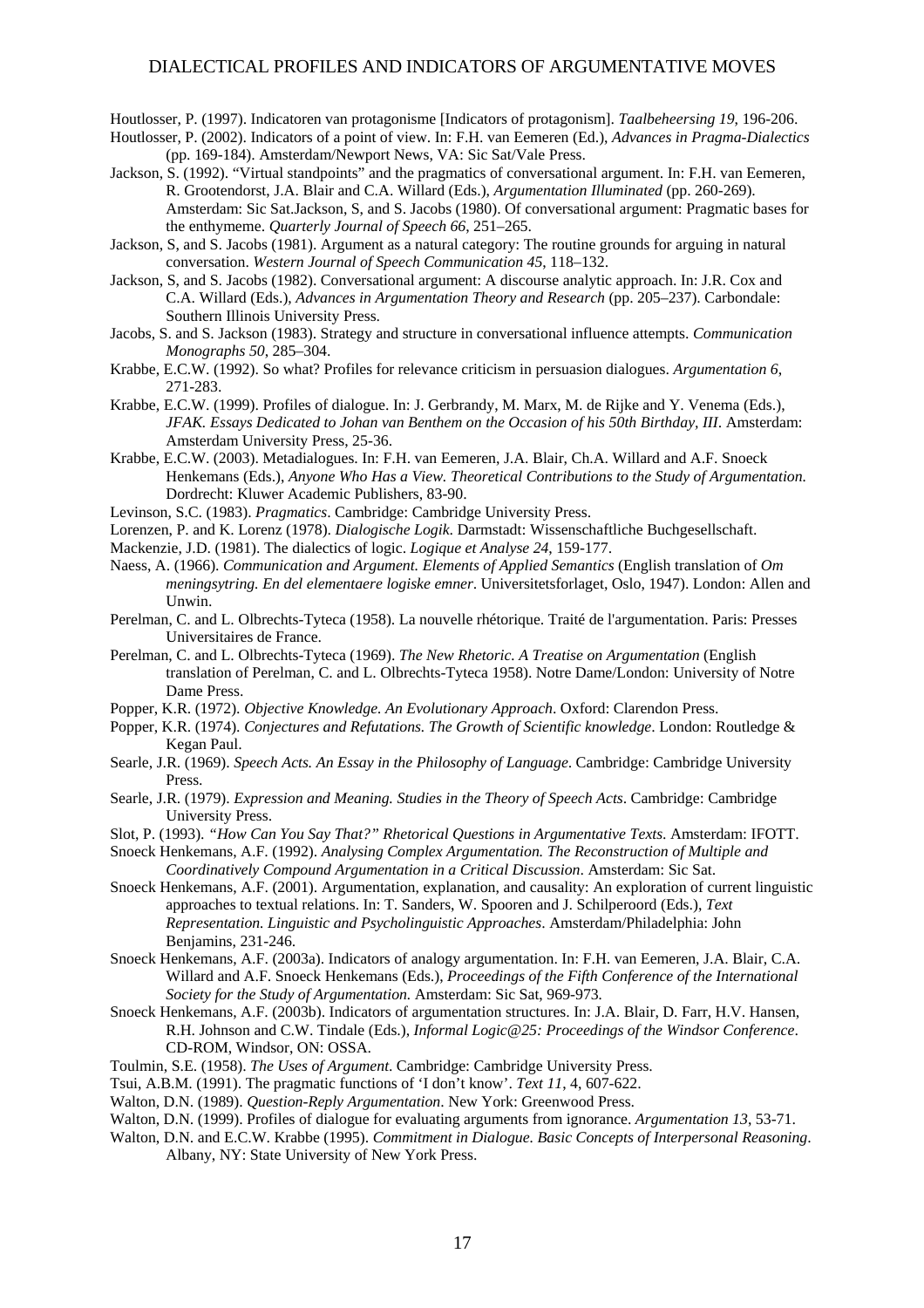Houtlosser, P. (1997). Indicatoren van protagonisme [Indicators of protagonism]. *Taalbeheersing 19*, 196-206.

Houtlosser, P. (2002). Indicators of a point of view. In: F.H. van Eemeren (Ed.), *Advances in Pragma-Dialectics* (pp. 169-184). Amsterdam/Newport News, VA: Sic Sat/Vale Press.

Jackson, S. (1992). "Virtual standpoints" and the pragmatics of conversational argument. In: F.H. van Eemeren, R. Grootendorst, J.A. Blair and C.A. Willard (Eds.), *Argumentation Illuminated* (pp. 260-269). Amsterdam: Sic Sat.Jackson, S, and S. Jacobs (1980). Of conversational argument: Pragmatic bases for the enthymeme. *Quarterly Journal of Speech 66*, 251–265.

Jackson, S, and S. Jacobs (1981). Argument as a natural category: The routine grounds for arguing in natural conversation. *Western Journal of Speech Communication 45*, 118–132.

Jackson, S, and S. Jacobs (1982). Conversational argument: A discourse analytic approach. In: J.R. Cox and C.A. Willard (Eds.), *Advances in Argumentation Theory and Research* (pp. 205–237). Carbondale: Southern Illinois University Press.

Jacobs, S. and S. Jackson (1983). Strategy and structure in conversational influence attempts. *Communication Monographs 50*, 285–304.

Krabbe, E.C.W. (1992). So what? Profiles for relevance criticism in persuasion dialogues. *Argumentation 6*, 271-283.

Krabbe, E.C.W. (1999). Profiles of dialogue. In: J. Gerbrandy, M. Marx, M. de Rijke and Y. Venema (Eds.), *JFAK. Essays Dedicated to Johan van Benthem on the Occasion of his 50th Birthday, III*. Amsterdam: Amsterdam University Press, 25-36.

Krabbe, E.C.W. (2003). Metadialogues. In: F.H. van Eemeren, J.A. Blair, Ch.A. Willard and A.F. Snoeck Henkemans (Eds.), *Anyone Who Has a View. Theoretical Contributions to the Study of Argumentation.* Dordrecht: Kluwer Academic Publishers, 83-90.

Levinson, S.C. (1983). *Pragmatics*. Cambridge: Cambridge University Press.

Lorenzen, P. and K. Lorenz (1978). *Dialogische Logik*. Darmstadt: Wissenschaftliche Buchgesellschaft.

Mackenzie, J.D. (1981). The dialectics of logic. *Logique et Analyse 24*, 159-177.

Naess, A. (1966). *Communication and Argument. Elements of Applied Semantics* (English translation of *Om meningsytring. En del elementaere logiske emner*. Universitetsforlaget, Oslo, 1947). London: Allen and Unwin.

Perelman, C. and L. Olbrechts-Tyteca (1958). La nouvelle rhétorique. Traité de l'argumentation. Paris: Presses Universitaires de France.

Perelman, C. and L. Olbrechts-Tyteca (1969). *The New Rhetoric. A Treatise on Argumentation* (English translation of Perelman, C. and L. Olbrechts-Tyteca 1958). Notre Dame/London: University of Notre Dame Press.

Popper, K.R. (1972). *Objective Knowledge. An Evolutionary Approach*. Oxford: Clarendon Press.

Popper, K.R. (1974). *Conjectures and Refutations. The Growth of Scientific knowledge*. London: Routledge & Kegan Paul.

Searle, J.R. (1969). *Speech Acts. An Essay in the Philosophy of Language*. Cambridge: Cambridge University Press.

Searle, J.R. (1979). *Expression and Meaning. Studies in the Theory of Speech Acts*. Cambridge: Cambridge University Press.

Slot, P. (1993). *"How Can You Say That?" Rhetorical Questions in Argumentative Texts.* Amsterdam: IFOTT.

Snoeck Henkemans, A.F. (1992). *Analysing Complex Argumentation. The Reconstruction of Multiple and Coordinatively Compound Argumentation in a Critical Discussion*. Amsterdam: Sic Sat.

Snoeck Henkemans, A.F. (2001). Argumentation, explanation, and causality: An exploration of current linguistic approaches to textual relations. In: T. Sanders, W. Spooren and J. Schilperoord (Eds.), *Text Representation. Linguistic and Psycholinguistic Approaches*. Amsterdam/Philadelphia: John Benjamins, 231-246.

Snoeck Henkemans, A.F. (2003a). Indicators of analogy argumentation. In: F.H. van Eemeren, J.A. Blair, C.A. Willard and A.F. Snoeck Henkemans (Eds.), *Proceedings of the Fifth Conference of the International Society for the Study of Argumentation.* Amsterdam: Sic Sat, 969-973.

Snoeck Henkemans, A.F. (2003b). Indicators of argumentation structures. In: J.A. Blair, D. Farr, H.V. Hansen, R.H. Johnson and C.W. Tindale (Eds.), *Informal Logic@25: Proceedings of the Windsor Conference*. CD-ROM, Windsor, ON: OSSA.

Toulmin, S.E. (1958). *The Uses of Argument*. Cambridge: Cambridge University Press.

Tsui, A.B.M. (1991). The pragmatic functions of 'I don't know'. *Text 11*, 4, 607-622.

Walton, D.N. (1989). *Question-Reply Argumentation*. New York: Greenwood Press.

Walton, D.N. (1999). Profiles of dialogue for evaluating arguments from ignorance. *Argumentation 13*, 53-71.

Walton, D.N. and E.C.W. Krabbe (1995). *Commitment in Dialogue. Basic Concepts of Interpersonal Reasoning*. Albany, NY: State University of New York Press.